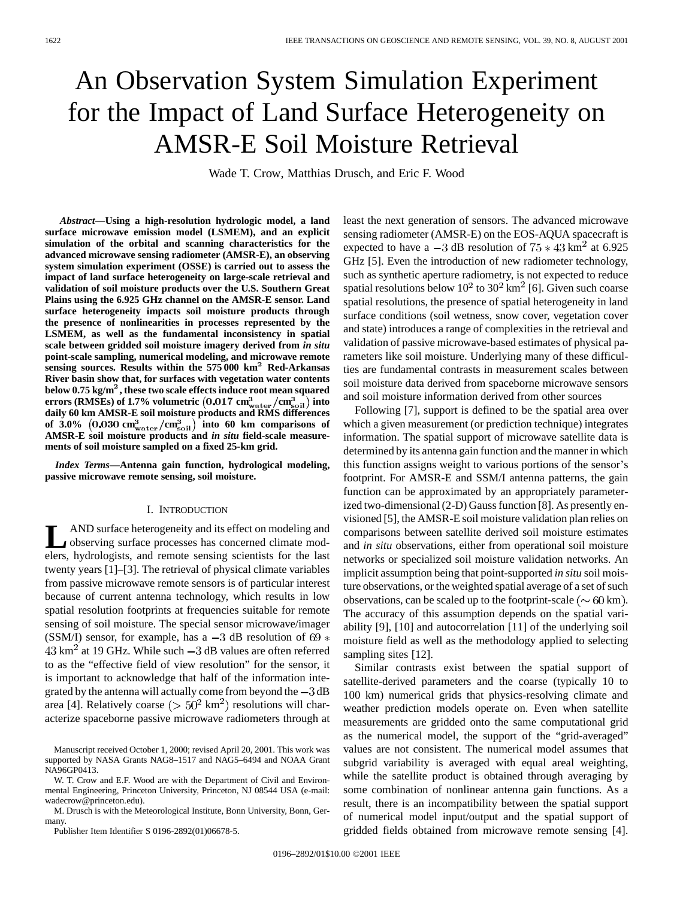# An Observation System Simulation Experiment for the Impact of Land Surface Heterogeneity on AMSR-E Soil Moisture Retrieval

Wade T. Crow, Matthias Drusch, and Eric F. Wood

***Abstract*—Using a high-resolution hydrologic model, a land surface microwave emission model (LSMEM), and an explicit simulation of the orbital and scanning characteristics for the advanced microwave sensing radiometer (AMSR-E), an observing system simulation experiment (OSSE) is carried out to assess the impact of land surface heterogeneity on large-scale retrieval and validation of soil moisture products over the U.S. Southern Great Plains using the 6.925 GHz channel on the AMSR-E sensor. Land surface heterogeneity impacts soil moisture products through the presence of nonlinearities in processes represented by the LSMEM, as well as the fundamental inconsistency in spatial scale between gridded soil moisture imagery derived from *in situ* point-scale sampling, numerical modeling, and microwave remote sensing sources. Results within the 575 000 km$^2$ Red-Arkansas River basin show that, for surfaces with vegetation water contents below 0.75 kg/m$^2$, these two scale effects induce root mean squared errors (RMSEs) of 1.7% volumetric ($0.017$ cm$^3_{\rm water}$/cm$^3_{\rm soil}$) into daily 60 km AMSR-E soil moisture products and RMS differences of 3.0% ($0.030$ cm$^3_{\rm water}$/cm$^3_{\rm soil}$) into 60 km comparisons of AMSR-E soil moisture products and *in situ* field-scale measurements of soil moisture sampled on a fixed 25-km grid.**

***Index Terms*—Antenna gain function, hydrological modeling, passive microwave remote sensing, soil moisture.**

## I. Introduction

Land surface heterogeneity and its effect on modeling and observing surface processes has concerned climate modelers, hydrologists, and remote sensing scientists for the last twenty years [1]–[3]. The retrieval of physical climate variables from passive microwave remote sensors is of particular interest because of current antenna technology, which results in low spatial resolution footprints at frequencies suitable for remote sensing of soil moisture. The special sensor microwave/imager (SSM/I) sensor, for example, has a $-3$ dB resolution of $69 * 43$ km$^2$ at 19 GHz. While such $-3$ dB values are often referred to as the "effective field of view resolution" for the sensor, it is important to acknowledge that half of the information integrated by the antenna will actually come from beyond the $-3$ dB area [4]. Relatively coarse ($> 50^2$ km$^2$) resolutions will characterize spaceborne passive microwave radiometers through at least the next generation of sensors. The advanced microwave sensing radiometer (AMSR-E) on the EOS-AQUA spacecraft is expected to have a $-3$ dB resolution of $75 * 43$ km$^2$ at 6.925 GHz [5]. Even the introduction of new radiometer technology, such as synthetic aperture radiometry, is not expected to reduce spatial resolutions below $10^2$ to $30^2$ km$^2$ [6]. Given such coarse spatial resolutions, the presence of spatial heterogeneity in land surface conditions (soil wetness, snow cover, vegetation cover and state) introduces a range of complexities in the retrieval and validation of passive microwave-based estimates of physical parameters like soil moisture. Underlying many of these difficulties are fundamental contrasts in measurement scales between soil moisture data derived from spaceborne microwave sensors and soil moisture information derived from other sources

Following [7], support is defined to be the spatial area over which a given measurement (or prediction technique) integrates information. The spatial support of microwave satellite data is determined by its antenna gain function and the manner in which this function assigns weight to various portions of the sensor's footprint. For AMSR-E and SSM/I antenna patterns, the gain function can be approximated by an appropriately parameterized two-dimensional (2-D) Gauss function [8]. As presently envisioned [5], the AMSR-E soil moisture validation plan relies on comparisons between satellite derived soil moisture estimates and *in situ* observations, either from operational soil moisture networks or specialized soil moisture validation networks. An implicit assumption being that point-supported *in situ* soil moisture observations, or the weighted spatial average of a set of such observations, can be scaled up to the footprint-scale ($\sim 60$ km). The accuracy of this assumption depends on the spatial variability [9], [10] and autocorrelation [11] of the underlying soil moisture field as well as the methodology applied to selecting sampling sites [12].

Similar contrasts exist between the spatial support of satellite-derived parameters and the coarse (typically 10 to 100 km) numerical grids that physics-resolving climate and weather prediction models operate on. Even when satellite measurements are gridded onto the same computational grid as the numerical model, the support of the "grid-averaged" values are not consistent. The numerical model assumes that subgrid variability is averaged with equal areal weighting, while the satellite product is obtained through averaging by some combination of nonlinear antenna gain functions. As a result, there is an incompatibility between the spatial support of numerical model input/output and the spatial support of gridded fields obtained from microwave remote sensing [4].

Manuscript received October 1, 2000; revised April 20, 2001. This work was supported by NASA Grants NAG8–1517 and NAG5–6494 and NOAA Grant NA96GP0413.

W. T. Crow and E.F. Wood are with the Department of Civil and Environmental Engineering, Princeton University, Princeton, NJ 08544 USA (e-mail: wadecrow@princeton.edu).

M. Drusch is with the Meteorological Institute, Bonn University, Bonn, Germany.

Publisher Item Identifier S 0196-2892(01)06678-5.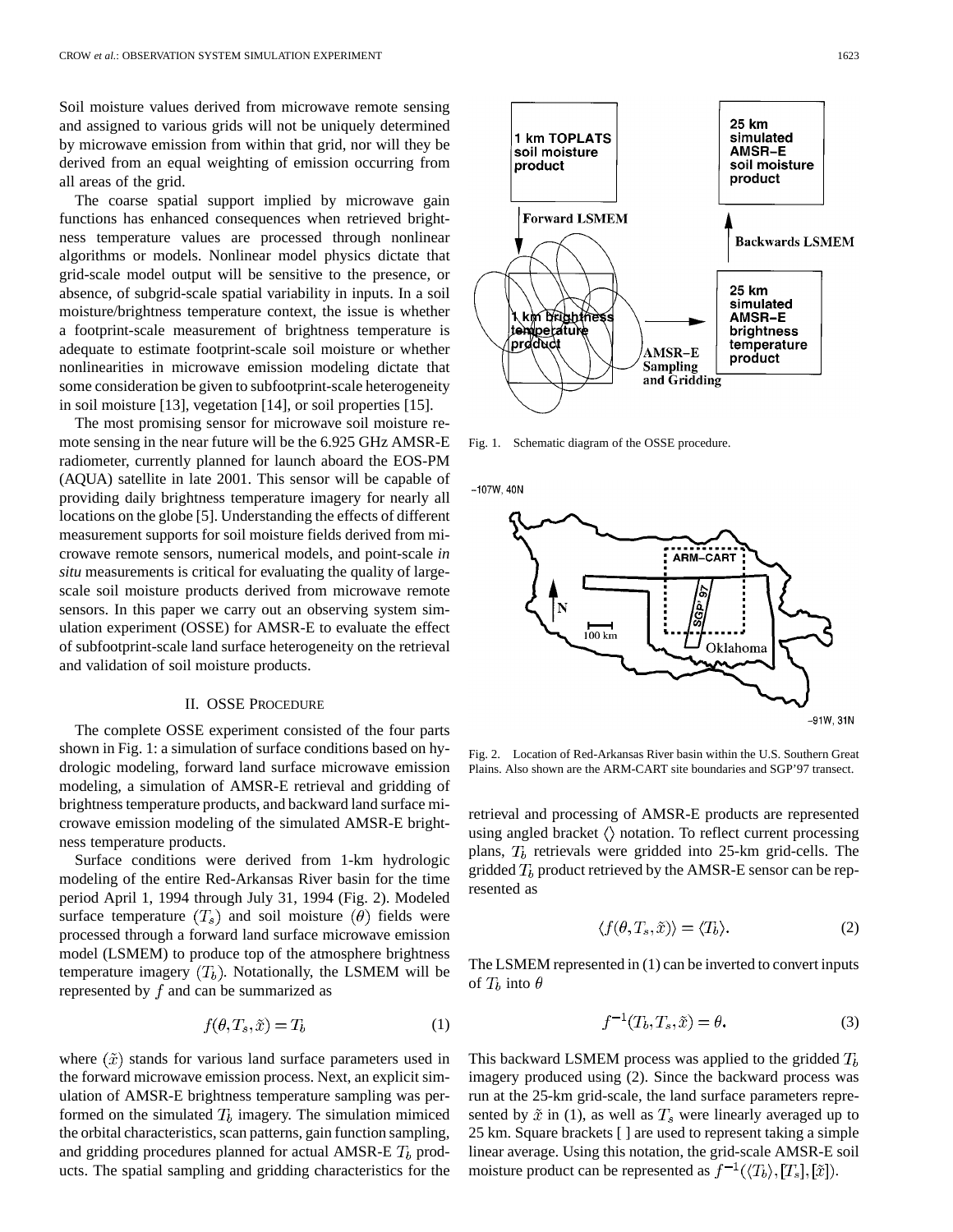Soil moisture values derived from microwave remote sensing and assigned to various grids will not be uniquely determined by microwave emission from within that grid, nor will they be derived from an equal weighting of emission occurring from all areas of the grid.

The coarse spatial support implied by microwave gain functions has enhanced consequences when retrieved brightness temperature values are processed through nonlinear algorithms or models. Nonlinear model physics dictate that grid-scale model output will be sensitive to the presence, or absence, of subgrid-scale spatial variability in inputs. In a soil moisture/brightness temperature context, the issue is whether a footprint-scale measurement of brightness temperature is adequate to estimate footprint-scale soil moisture or whether nonlinearities in microwave emission modeling dictate that some consideration be given to subfootprint-scale heterogeneity in soil moisture [13], vegetation [14], or soil properties [15].

The most promising sensor for microwave soil moisture remote sensing in the near future will be the 6.925 GHz AMSR-E radiometer, currently planned for launch aboard the EOS-PM (AQUA) satellite in late 2001. This sensor will be capable of providing daily brightness temperature imagery for nearly all locations on the globe [5]. Understanding the effects of different measurement supports for soil moisture fields derived from microwave remote sensors, numerical models, and point-scale *in situ* measurements is critical for evaluating the quality of large-scale soil moisture products derived from microwave remote sensors. In this paper we carry out an observing system simulation experiment (OSSE) for AMSR-E to evaluate the effect of subfootprint-scale land surface heterogeneity on the retrieval and validation of soil moisture products.

## II. OSSE Procedure

The complete OSSE experiment consisted of the four parts shown in Fig. 1: a simulation of surface conditions based on hydrologic modeling, forward land surface microwave emission modeling, a simulation of AMSR-E retrieval and gridding of brightness temperature products, and backward land surface microwave emission modeling of the simulated AMSR-E brightness temperature products.

Surface conditions were derived from 1-km hydrologic modeling of the entire Red-Arkansas River basin for the time period April 1, 1994 through July 31, 1994 (Fig. 2). Modeled surface temperature $(T_s)$ and soil moisture $(\theta)$ fields were processed through a forward land surface microwave emission model (LSMEM) to produce top of the atmosphere brightness temperature imagery $(T_b)$. Notationally, the LSMEM will be represented by $f$ and can be summarized as

$$f(\theta, T_s, \tilde{x}) = T_b \tag{1}$$

where $(\tilde{x})$ stands for various land surface parameters used in the forward microwave emission process. Next, an explicit simulation of AMSR-E brightness temperature sampling was performed on the simulated $T_b$ imagery. The simulation mimiced the orbital characteristics, scan patterns, gain function sampling, and gridding procedures planned for actual AMSR-E $T_b$ products. The spatial sampling and gridding characteristics for the retrieval and processing of AMSR-E products are represented using angled bracket $\langle\rangle$ notation. To reflect current processing plans, $T_b$ retrievals were gridded into 25-km grid-cells. The gridded $T_b$ product retrieved by the AMSR-E sensor can be represented as

$$\langle f(\theta, T_s, \tilde{x}) \rangle = \langle T_b \rangle. \tag{2}$$

The LSMEM represented in (1) can be inverted to convert inputs of $T_b$ into $\theta$

$$f^{-1}(T_b, T_s, \tilde{x}) = \theta. \tag{3}$$

This backward LSMEM process was applied to the gridded $T_b$ imagery produced using (2). Since the backward process was run at the 25-km grid-scale, the land surface parameters represented by $\tilde{x}$ in (1), as well as $T_s$ were linearly averaged up to 25 km. Square brackets [ ] are used to represent taking a simple linear average. Using this notation, the grid-scale AMSR-E soil moisture product can be represented as $f^{-1}(\langle T_b \rangle, [T_s], [\tilde{x}])$.

Fig. 1. Schematic diagram of the OSSE procedure.

Fig. 2. Location of Red-Arkansas River basin within the U.S. Southern Great Plains. Also shown are the ARM-CART site boundaries and SGP'97 transect.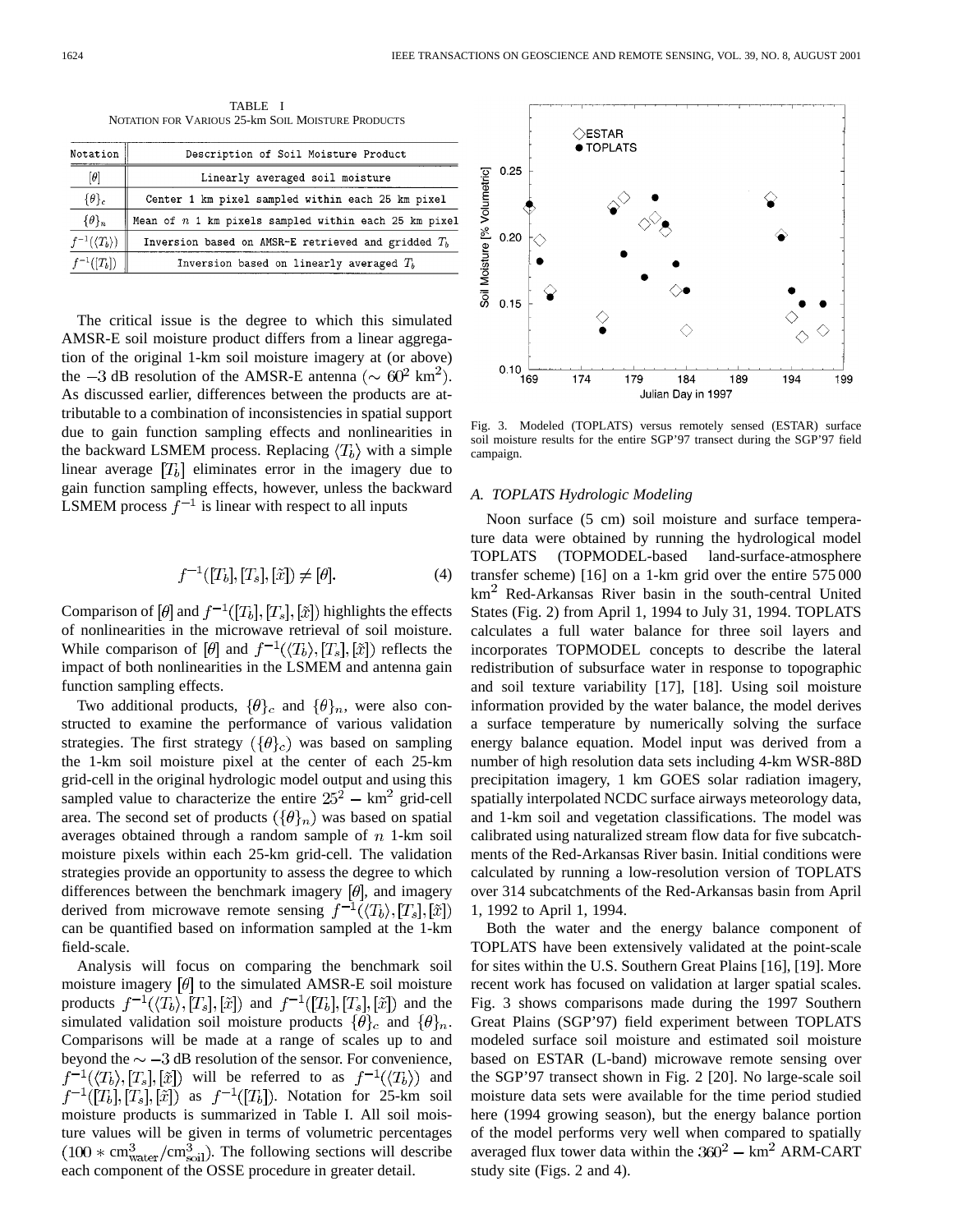TABLE I
NOTATION FOR VARIOUS 25-km SOIL MOISTURE PRODUCTS

| Notation | Description of Soil Moisture Product |
|---|---|
| $[\theta]$ | Linearly averaged soil moisture |
| $\{\theta\}_c$ | Center 1 km pixel sampled within each 25 km pixel |
| $\{\theta\}_n$ | Mean of $n$ 1 km pixels sampled within each 25 km pixel |
| $f^{-1}(\langle T_b \rangle)$ | Inversion based on AMSR-E retrieved and gridded $T_b$ |
| $f^{-1}([T_b])$ | Inversion based on linearly averaged $T_b$ |

The critical issue is the degree to which this simulated AMSR-E soil moisture product differs from a linear aggregation of the original 1-km soil moisture imagery at (or above) the $-3$ dB resolution of the AMSR-E antenna ($\sim 60^2$ km$^2$). As discussed earlier, differences between the products are attributable to a combination of inconsistencies in spatial support due to gain function sampling effects and nonlinearities in the backward LSMEM process. Replacing $\langle T_b \rangle$ with a simple linear average $[T_b]$ eliminates error in the imagery due to gain function sampling effects, however, unless the backward LSMEM process $f^{-1}$ is linear with respect to all inputs

$$f^{-1}([T_b], [T_s], [\tilde{x}]) \neq [\theta]. \tag{4}$$

Comparison of $[\theta]$ and $f^{-1}([T_b], [T_s], [\tilde{x}])$ highlights the effects of nonlinearities in the microwave retrieval of soil moisture. While comparison of $[\theta]$ and $f^{-1}(\langle T_b \rangle, [T_s], [\tilde{x}])$ reflects the impact of both nonlinearities in the LSMEM and antenna gain function sampling effects.

Two additional products, $\{\theta\}_c$ and $\{\theta\}_n$, were also constructed to examine the performance of various validation strategies. The first strategy ($\{\theta\}_c$) was based on sampling the 1-km soil moisture pixel at the center of each 25-km grid-cell in the original hydrologic model output and using this sampled value to characterize the entire $25^2 -$ km$^2$ grid-cell area. The second set of products ($\{\theta\}_n$) was based on spatial averages obtained through a random sample of $n$ 1-km soil moisture pixels within each 25-km grid-cell. The validation strategies provide an opportunity to assess the degree to which differences between the benchmark imagery $[\theta]$, and imagery derived from microwave remote sensing $f^{-1}(\langle T_b \rangle, [T_s], [\tilde{x}])$ can be quantified based on information sampled at the 1-km field-scale.

Analysis will focus on comparing the benchmark soil moisture imagery $[\theta]$ to the simulated AMSR-E soil moisture products $f^{-1}(\langle T_b \rangle, [T_s], [\tilde{x}])$ and $f^{-1}([T_b], [T_s], [\tilde{x}])$ and the simulated validation soil moisture products $\{\theta\}_c$ and $\{\theta\}_n$. Comparisons will be made at a range of scales up to and beyond the $\sim -3$ dB resolution of the sensor. For convenience, $f^{-1}(\langle T_b \rangle, [T_s], [\tilde{x}])$ will be referred to as $f^{-1}(\langle T_b \rangle)$ and $f^{-1}([T_b], [T_s], [\tilde{x}])$ as $f^{-1}([T_b])$. Notation for 25-km soil moisture products is summarized in Table I. All soil moisture values will be given in terms of volumetric percentages ($100 * \text{cm}^3_{\text{water}}/\text{cm}^3_{\text{soil}}$). The following sections will describe each component of the OSSE procedure in greater detail.

Fig. 3. Modeled (TOPLATS) versus remotely sensed (ESTAR) surface soil moisture results for the entire SGP'97 transect during the SGP'97 field campaign.

### A. TOPLATS Hydrologic Modeling

Noon surface (5 cm) soil moisture and surface temperature data were obtained by running the hydrological model TOPLATS (TOPMODEL-based land-surface-atmosphere transfer scheme) [16] on a 1-km grid over the entire 575 000 km$^2$ Red-Arkansas River basin in the south-central United States (Fig. 2) from April 1, 1994 to July 31, 1994. TOPLATS calculates a full water balance for three soil layers and incorporates TOPMODEL concepts to describe the lateral redistribution of subsurface water in response to topographic and soil texture variability [17], [18]. Using soil moisture information provided by the water balance, the model derives a surface temperature by numerically solving the surface energy balance equation. Model input was derived from a number of high resolution data sets including 4-km WSR-88D precipitation imagery, 1 km GOES solar radiation imagery, spatially interpolated NCDC surface airways meteorology data, and 1-km soil and vegetation classifications. The model was calibrated using naturalized stream flow data for five subcatchments of the Red-Arkansas River basin. Initial conditions were calculated by running a low-resolution version of TOPLATS over 314 subcatchments of the Red-Arkansas basin from April 1, 1992 to April 1, 1994.

Both the water and the energy balance component of TOPLATS have been extensively validated at the point-scale for sites within the U.S. Southern Great Plains [16], [19]. More recent work has focused on validation at larger spatial scales. Fig. 3 shows comparisons made during the 1997 Southern Great Plains (SGP'97) field experiment between TOPLATS modeled surface soil moisture and estimated soil moisture based on ESTAR (L-band) microwave remote sensing over the SGP'97 transect shown in Fig. 2 [20]. No large-scale soil moisture data sets were available for the time period studied here (1994 growing season), but the energy balance portion of the model performs very well when compared to spatially averaged flux tower data within the $360^2 -$ km$^2$ ARM-CART study site (Figs. 2 and 4).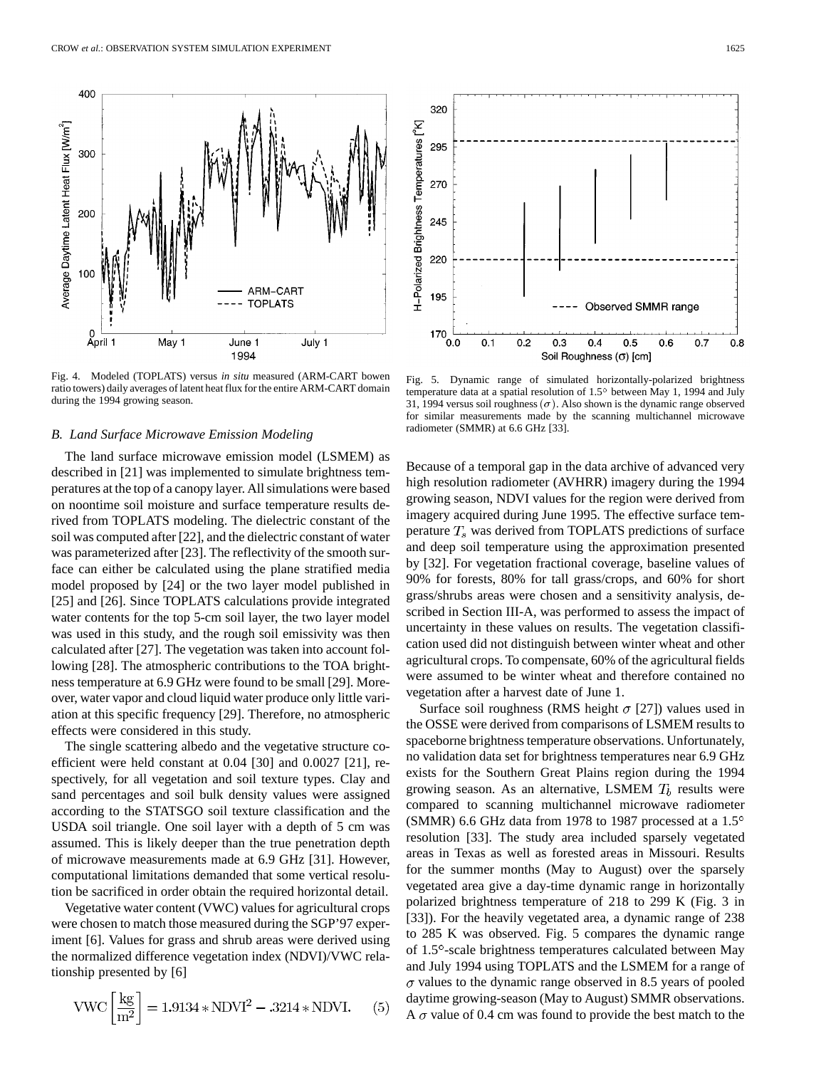Fig. 4. Modeled (TOPLATS) versus *in situ* measured (ARM-CART bowen ratio towers) daily averages of latent heat flux for the entire ARM-CART domain during the 1994 growing season.

Fig. 5. Dynamic range of simulated horizontally-polarized brightness temperature data at a spatial resolution of 1.5° between May 1, 1994 and July 31, 1994 versus soil roughness ($\sigma$). Also shown is the dynamic range observed for similar measurements made by the scanning multichannel microwave radiometer (SMMR) at 6.6 GHz [33].

### B. Land Surface Microwave Emission Modeling

The land surface microwave emission model (LSMEM) as described in [21] was implemented to simulate brightness temperatures at the top of a canopy layer. All simulations were based on noontime soil moisture and surface temperature results derived from TOPLATS modeling. The dielectric constant of the soil was computed after [22], and the dielectric constant of water was parameterized after [23]. The reflectivity of the smooth surface can either be calculated using the plane stratified media model proposed by [24] or the two layer model published in [25] and [26]. Since TOPLATS calculations provide integrated water contents for the top 5-cm soil layer, the two layer model was used in this study, and the rough soil emissivity was then calculated after [27]. The vegetation was taken into account following [28]. The atmospheric contributions to the TOA brightness temperature at 6.9 GHz were found to be small [29]. Moreover, water vapor and cloud liquid water produce only little variation at this specific frequency [29]. Therefore, no atmospheric effects were considered in this study.

The single scattering albedo and the vegetative structure coefficient were held constant at 0.04 [30] and 0.0027 [21], respectively, for all vegetation and soil texture types. Clay and sand percentages and soil bulk density values were assigned according to the STATSGO soil texture classification and the USDA soil triangle. One soil layer with a depth of 5 cm was assumed. This is likely deeper than the true penetration depth of microwave measurements made at 6.9 GHz [31]. However, computational limitations demanded that some vertical resolution be sacrificed in order obtain the required horizontal detail.

Vegetative water content (VWC) values for agricultural crops were chosen to match those measured during the SGP'97 experiment [6]. Values for grass and shrub areas were derived using the normalized difference vegetation index (NDVI)/VWC relationship presented by [6]

$$\mathrm{VWC}\left[\frac{\mathrm{kg}}{\mathrm{m}^2}\right] = 1.9134 * \mathrm{NDVI}^2 - .3214 * \mathrm{NDVI}. \quad (5)$$

Because of a temporal gap in the data archive of advanced very high resolution radiometer (AVHRR) imagery during the 1994 growing season, NDVI values for the region were derived from imagery acquired during June 1995. The effective surface temperature $T_s$ was derived from TOPLATS predictions of surface and deep soil temperature using the approximation presented by [32]. For vegetation fractional coverage, baseline values of 90% for forests, 80% for tall grass/crops, and 60% for short grass/shrubs areas were chosen and a sensitivity analysis, described in Section III-A, was performed to assess the impact of uncertainty in these values on results. The vegetation classification used did not distinguish between winter wheat and other agricultural crops. To compensate, 60% of the agricultural fields were assumed to be winter wheat and therefore contained no vegetation after a harvest date of June 1.

Surface soil roughness (RMS height $\sigma$ [27]) values used in the OSSE were derived from comparisons of LSMEM results to spaceborne brightness temperature observations. Unfortunately, no validation data set for brightness temperatures near 6.9 GHz exists for the Southern Great Plains region during the 1994 growing season. As an alternative, LSMEM $T_b$ results were compared to scanning multichannel microwave radiometer (SMMR) 6.6 GHz data from 1978 to 1987 processed at a 1.5° resolution [33]. The study area included sparsely vegetated areas in Texas as well as forested areas in Missouri. Results for the summer months (May to August) over the sparsely vegetated area give a day-time dynamic range in horizontally polarized brightness temperature of 218 to 299 K (Fig. 3 in [33]). For the heavily vegetated area, a dynamic range of 238 to 285 K was observed. Fig. 5 compares the dynamic range of 1.5°-scale brightness temperatures calculated between May and July 1994 using TOPLATS and the LSMEM for a range of $\sigma$ values to the dynamic range observed in 8.5 years of pooled daytime growing-season (May to August) SMMR observations. A $\sigma$ value of 0.4 cm was found to provide the best match to the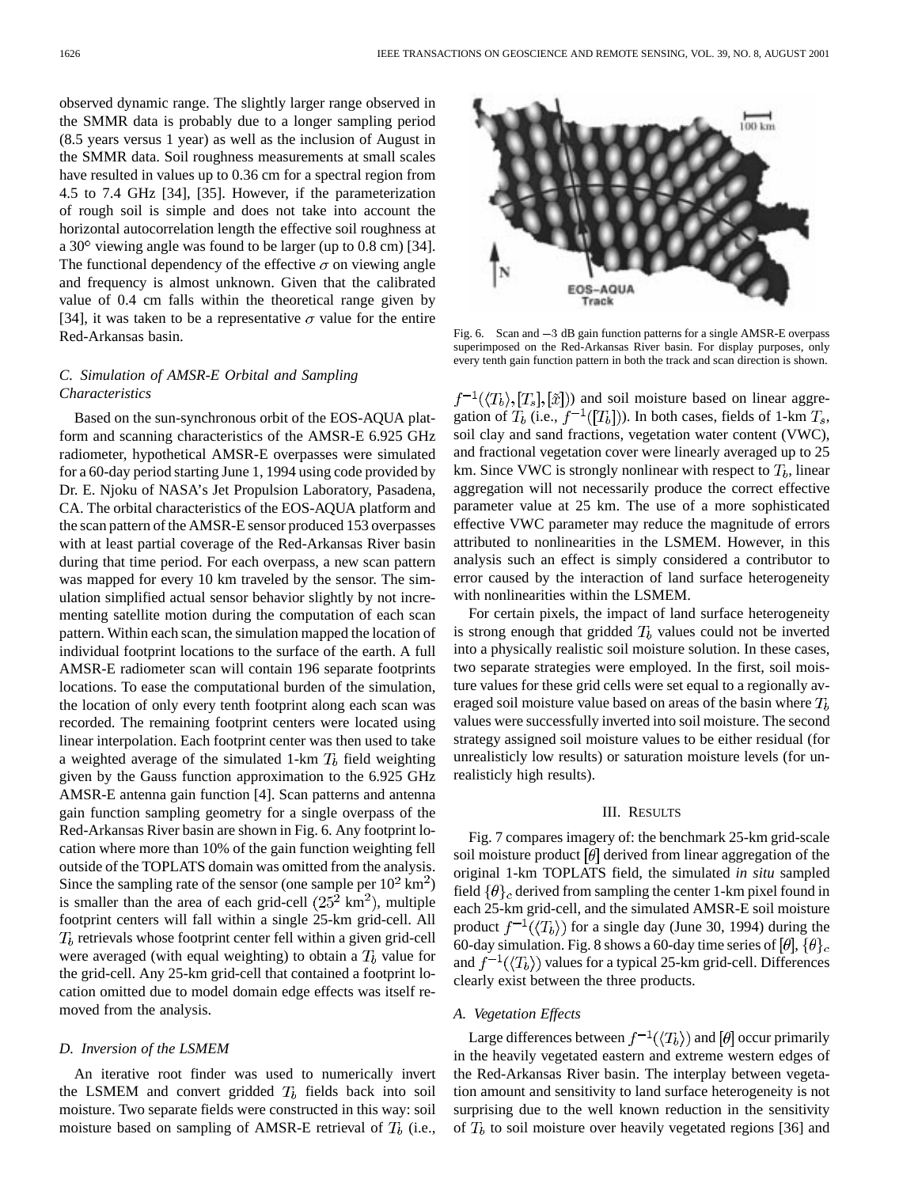observed dynamic range. The slightly larger range observed in the SMMR data is probably due to a longer sampling period (8.5 years versus 1 year) as well as the inclusion of August in the SMMR data. Soil roughness measurements at small scales have resulted in values up to 0.36 cm for a spectral region from 4.5 to 7.4 GHz [34], [35]. However, if the parameterization of rough soil is simple and does not take into account the horizontal autocorrelation length the effective soil roughness at a 30° viewing angle was found to be larger (up to 0.8 cm) [34]. The functional dependency of the effective $\sigma$ on viewing angle and frequency is almost unknown. Given that the calibrated value of 0.4 cm falls within the theoretical range given by [34], it was taken to be a representative $\sigma$ value for the entire Red-Arkansas basin.

### C. Simulation of AMSR-E Orbital and Sampling Characteristics

Based on the sun-synchronous orbit of the EOS-AQUA platform and scanning characteristics of the AMSR-E 6.925 GHz radiometer, hypothetical AMSR-E overpasses were simulated for a 60-day period starting June 1, 1994 using code provided by Dr. E. Njoku of NASA's Jet Propulsion Laboratory, Pasadena, CA. The orbital characteristics of the EOS-AQUA platform and the scan pattern of the AMSR-E sensor produced 153 overpasses with at least partial coverage of the Red-Arkansas River basin during that time period. For each overpass, a new scan pattern was mapped for every 10 km traveled by the sensor. The simulation simplified actual sensor behavior slightly by not incrementing satellite motion during the computation of each scan pattern. Within each scan, the simulation mapped the location of individual footprint locations to the surface of the earth. A full AMSR-E radiometer scan will contain 196 separate footprints locations. To ease the computational burden of the simulation, the location of only every tenth footprint along each scan was recorded. The remaining footprint centers were located using linear interpolation. Each footprint center was then used to take a weighted average of the simulated 1-km $T_b$ field weighting given by the Gauss function approximation to the 6.925 GHz AMSR-E antenna gain function [4]. Scan patterns and antenna gain function sampling geometry for a single overpass of the Red-Arkansas River basin are shown in Fig. 6. Any footprint location where more than 10% of the gain function weighting fell outside of the TOPLATS domain was omitted from the analysis. Since the sampling rate of the sensor (one sample per $10^2$ km$^2$) is smaller than the area of each grid-cell ($25^2$ km$^2$), multiple footprint centers will fall within a single 25-km grid-cell. All $T_b$ retrievals whose footprint center fell within a given grid-cell were averaged (with equal weighting) to obtain a $T_b$ value for the grid-cell. Any 25-km grid-cell that contained a footprint location omitted due to model domain edge effects was itself removed from the analysis.

### D. Inversion of the LSMEM

An iterative root finder was used to numerically invert the LSMEM and convert gridded $T_b$ fields back into soil moisture. Two separate fields were constructed in this way: soil moisture based on sampling of AMSR-E retrieval of $T_b$ (i.e., $f^{-1}(\langle T_b \rangle, [T_s], [\tilde{x}])$) and soil moisture based on linear aggregation of $T_b$ (i.e., $f^{-1}([T_b])$). In both cases, fields of 1-km $T_s$, soil clay and sand fractions, vegetation water content (VWC), and fractional vegetation cover were linearly averaged up to 25 km. Since VWC is strongly nonlinear with respect to $T_b$, linear aggregation will not necessarily produce the correct effective parameter value at 25 km. The use of a more sophisticated effective VWC parameter may reduce the magnitude of errors attributed to nonlinearities in the LSMEM. However, in this analysis such an effect is simply considered a contributor to error caused by the interaction of land surface heterogeneity with nonlinearities within the LSMEM.

Fig. 6. Scan and −3 dB gain function patterns for a single AMSR-E overpass superimposed on the Red-Arkansas River basin. For display purposes, only every tenth gain function pattern in both the track and scan direction is shown.

For certain pixels, the impact of land surface heterogeneity is strong enough that gridded $T_b$ values could not be inverted into a physically realistic soil moisture solution. In these cases, two separate strategies were employed. In the first, soil moisture values for these grid cells were set equal to a regionally averaged soil moisture value based on areas of the basin where $T_b$ values were successfully inverted into soil moisture. The second strategy assigned soil moisture values to be either residual (for unrealisticly low results) or saturation moisture levels (for unrealisticly high results).

## III. Results

Fig. 7 compares imagery of: the benchmark 25-km grid-scale soil moisture product $[\theta]$ derived from linear aggregation of the original 1-km TOPLATS field, the simulated *in situ* sampled field $\{\theta\}_c$ derived from sampling the center 1-km pixel found in each 25-km grid-cell, and the simulated AMSR-E soil moisture product $f^{-1}(\langle T_b \rangle)$ for a single day (June 30, 1994) during the 60-day simulation. Fig. 8 shows a 60-day time series of $[\theta]$, $\{\theta\}_c$ and $f^{-1}(\langle T_b \rangle)$ values for a typical 25-km grid-cell. Differences clearly exist between the three products.

### A. Vegetation Effects

Large differences between $f^{-1}(\langle T_b \rangle)$ and $[\theta]$ occur primarily in the heavily vegetated eastern and extreme western edges of the Red-Arkansas River basin. The interplay between vegetation amount and sensitivity to land surface heterogeneity is not surprising due to the well known reduction in the sensitivity of $T_b$ to soil moisture over heavily vegetated regions [36] and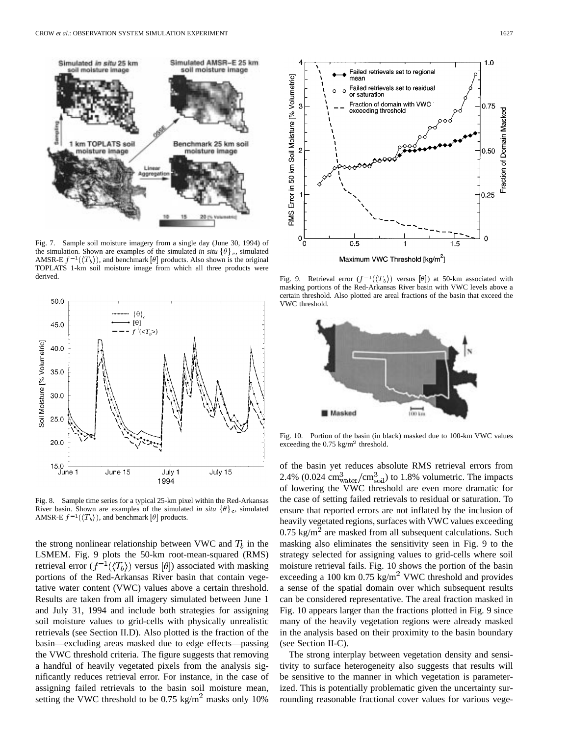Fig. 7. Sample soil moisture imagery from a single day (June 30, 1994) of the simulation. Shown are examples of the simulated *in situ* $\{\theta\}_c$, simulated AMSR-E $f^{-1}(\langle T_b \rangle)$, and benchmark $[\theta]$ products. Also shown is the original TOPLATS 1-km soil moisture image from which all three products were derived.

Fig. 8. Sample time series for a typical 25-km pixel within the Red-Arkansas River basin. Shown are examples of the simulated *in situ* $\{\theta\}_c$, simulated AMSR-E $f^{-1}(\langle T_b \rangle)$, and benchmark $[\theta]$ products.

the strong nonlinear relationship between VWC and $T_b$ in the LSMEM. Fig. 9 plots the 50-km root-mean-squared (RMS) retrieval error ($f^{-1}(\langle T_b \rangle)$ versus $[\theta]$) associated with masking portions of the Red-Arkansas River basin that contain vegetative water content (VWC) values above a certain threshold. Results are taken from all imagery simulated between June 1 and July 31, 1994 and include both strategies for assigning soil moisture values to grid-cells with physically unrealistic retrievals (see Section II.D). Also plotted is the fraction of the basin—excluding areas masked due to edge effects—passing the VWC threshold criteria. The figure suggests that removing a handful of heavily vegetated pixels from the analysis significantly reduces retrieval error. For instance, in the case of assigning failed retrievals to the basin soil moisture mean, setting the VWC threshold to be 0.75 kg/m$^2$ masks only 10% of the basin yet reduces absolute RMS retrieval errors from 2.4% (0.024 $\text{cm}^3_{\text{water}}/\text{cm}^3_{\text{soil}}$) to 1.8% volumetric. The impacts of lowering the VWC threshold are even more dramatic for the case of setting failed retrievals to residual or saturation. To ensure that reported errors are not inflated by the inclusion of heavily vegetated regions, surfaces with VWC values exceeding 0.75 kg/m$^2$ are masked from all subsequent calculations. Such masking also eliminates the sensitivity seen in Fig. 9 to the strategy selected for assigning values to grid-cells where soil moisture retrieval fails. Fig. 10 shows the portion of the basin exceeding a 100 km 0.75 kg/m$^2$ VWC threshold and provides a sense of the spatial domain over which subsequent results can be considered representative. The areal fraction masked in Fig. 10 appears larger than the fractions plotted in Fig. 9 since many of the heavily vegetation regions were already masked in the analysis based on their proximity to the basin boundary (see Section II-C).

Fig. 9. Retrieval error ($f^{-1}(\langle T_b \rangle)$ versus $[\theta]$) at 50-km associated with masking portions of the Red-Arkansas River basin with VWC levels above a certain threshold. Also plotted are areal fractions of the basin that exceed the VWC threshold.

Fig. 10. Portion of the basin (in black) masked due to 100-km VWC values exceeding the 0.75 kg/m$^2$ threshold.

The strong interplay between vegetation density and sensitivity to surface heterogeneity also suggests that results will be sensitive to the manner in which vegetation is parameterized. This is potentially problematic given the uncertainty surrounding reasonable fractional cover values for various vege-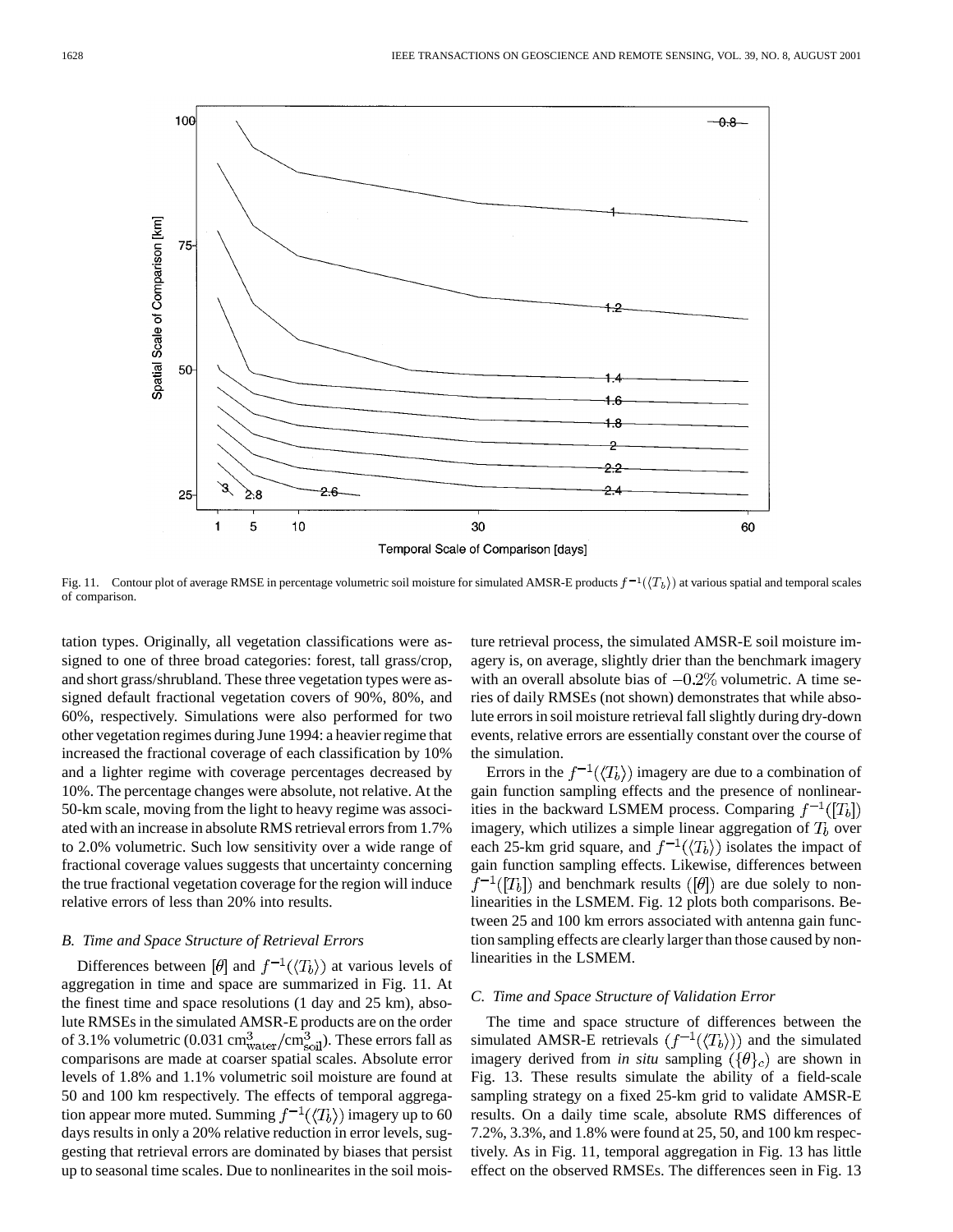Fig. 11. Contour plot of average RMSE in percentage volumetric soil moisture for simulated AMSR-E products $f^{-1}(\langle T_b \rangle)$ at various spatial and temporal scales of comparison.

tation types. Originally, all vegetation classifications were assigned to one of three broad categories: forest, tall grass/crop, and short grass/shrubland. These three vegetation types were assigned default fractional vegetation covers of 90%, 80%, and 60%, respectively. Simulations were also performed for two other vegetation regimes during June 1994: a heavier regime that increased the fractional coverage of each classification by 10% and a lighter regime with coverage percentages decreased by 10%. The percentage changes were absolute, not relative. At the 50-km scale, moving from the light to heavy regime was associated with an increase in absolute RMS retrieval errors from 1.7% to 2.0% volumetric. Such low sensitivity over a wide range of fractional coverage values suggests that uncertainty concerning the true fractional vegetation coverage for the region will induce relative errors of less than 20% into results.

### *B. Time and Space Structure of Retrieval Errors*

Differences between $[\theta]$ and $f^{-1}(\langle T_b \rangle)$ at various levels of aggregation in time and space are summarized in Fig. 11. At the finest time and space resolutions (1 day and 25 km), absolute RMSEs in the simulated AMSR-E products are on the order of 3.1% volumetric (0.031 $\text{cm}^3_{\text{water}}/\text{cm}^3_{\text{soil}}$). These errors fall as comparisons are made at coarser spatial scales. Absolute error levels of 1.8% and 1.1% volumetric soil moisture are found at 50 and 100 km respectively. The effects of temporal aggregation appear more muted. Summing $f^{-1}(\langle T_b \rangle)$ imagery up to 60 days results in only a 20% relative reduction in error levels, suggesting that retrieval errors are dominated by biases that persist up to seasonal time scales. Due to nonlinearites in the soil moisture retrieval process, the simulated AMSR-E soil moisture imagery is, on average, slightly drier than the benchmark imagery with an overall absolute bias of $-0.2\%$ volumetric. A time series of daily RMSEs (not shown) demonstrates that while absolute errors in soil moisture retrieval fall slightly during dry-down events, relative errors are essentially constant over the course of the simulation.

Errors in the $f^{-1}(\langle T_b \rangle)$ imagery are due to a combination of gain function sampling effects and the presence of nonlinearities in the backward LSMEM process. Comparing $f^{-1}([T_b])$ imagery, which utilizes a simple linear aggregation of $T_b$ over each 25-km grid square, and $f^{-1}(\langle T_b \rangle)$ isolates the impact of gain function sampling effects. Likewise, differences between $f^{-1}([T_b])$ and benchmark results ($[\theta]$) are due solely to nonlinearities in the LSMEM. Fig. 12 plots both comparisons. Between 25 and 100 km errors associated with antenna gain function sampling effects are clearly larger than those caused by nonlinearities in the LSMEM.

### *C. Time and Space Structure of Validation Error*

The time and space structure of differences between the simulated AMSR-E retrievals $(f^{-1}(\langle T_b \rangle))$ and the simulated imagery derived from *in situ* sampling $(\{\theta\}_c)$ are shown in Fig. 13. These results simulate the ability of a field-scale sampling strategy on a fixed 25-km grid to validate AMSR-E results. On a daily time scale, absolute RMS differences of 7.2%, 3.3%, and 1.8% were found at 25, 50, and 100 km respectively. As in Fig. 11, temporal aggregation in Fig. 13 has little effect on the observed RMSEs. The differences seen in Fig. 13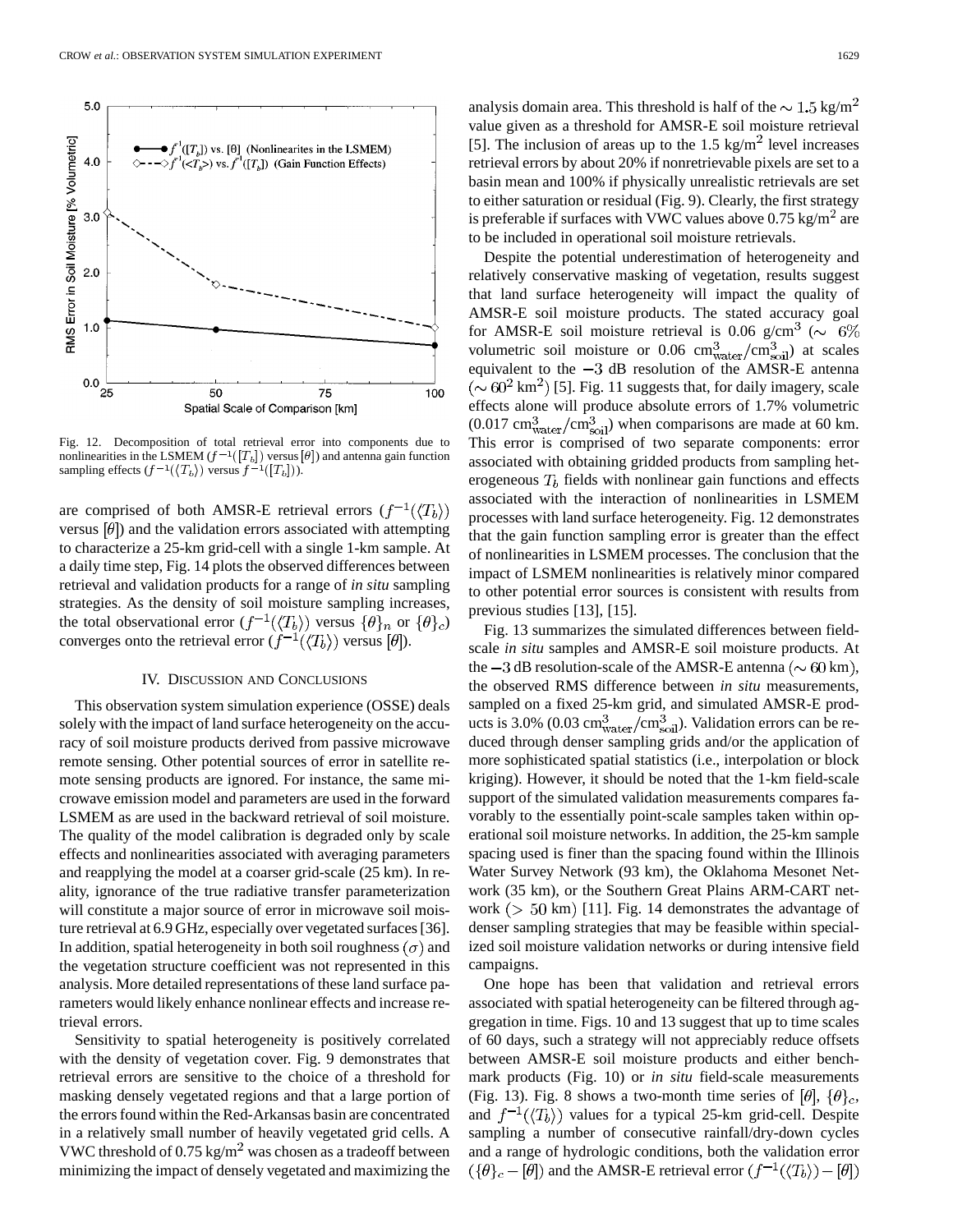Fig. 12. Decomposition of total retrieval error into components due to nonlinearities in the LSMEM ($f^{-1}([T_b])$ versus $[\theta]$) and antenna gain function sampling effects ($f^{-1}(\langle T_b \rangle)$ versus $f^{-1}([T_b])$).

are comprised of both AMSR-E retrieval errors ($f^{-1}(\langle T_b \rangle)$ versus $[\theta]$) and the validation errors associated with attempting to characterize a 25-km grid-cell with a single 1-km sample. At a daily time step, Fig. 14 plots the observed differences between retrieval and validation products for a range of *in situ* sampling strategies. As the density of soil moisture sampling increases, the total observational error ($f^{-1}(\langle T_b \rangle)$ versus $\{\theta\}_n$ or $\{\theta\}_c$) converges onto the retrieval error ($f^{-1}(\langle T_b \rangle)$ versus $[\theta]$).

## IV. Discussion and Conclusions

This observation system simulation experience (OSSE) deals solely with the impact of land surface heterogeneity on the accuracy of soil moisture products derived from passive microwave remote sensing. Other potential sources of error in satellite remote sensing products are ignored. For instance, the same microwave emission model and parameters are used in the forward LSMEM as are used in the backward retrieval of soil moisture. The quality of the model calibration is degraded only by scale effects and nonlinearities associated with averaging parameters and reapplying the model at a coarser grid-scale (25 km). In reality, ignorance of the true radiative transfer parameterization will constitute a major source of error in microwave soil moisture retrieval at 6.9 GHz, especially over vegetated surfaces [36]. In addition, spatial heterogeneity in both soil roughness ($\sigma$) and the vegetation structure coefficient was not represented in this analysis. More detailed representations of these land surface parameters would likely enhance nonlinear effects and increase retrieval errors.

Sensitivity to spatial heterogeneity is positively correlated with the density of vegetation cover. Fig. 9 demonstrates that retrieval errors are sensitive to the choice of a threshold for masking densely vegetated regions and that a large portion of the errors found within the Red-Arkansas basin are concentrated in a relatively small number of heavily vegetated grid cells. A VWC threshold of 0.75 kg/m$^2$ was chosen as a tradeoff between minimizing the impact of densely vegetated and maximizing the analysis domain area. This threshold is half of the $\sim 1.5$ kg/m$^2$ value given as a threshold for AMSR-E soil moisture retrieval [5]. The inclusion of areas up to the 1.5 kg/m$^2$ level increases retrieval errors by about 20% if nonretrievable pixels are set to a basin mean and 100% if physically unrealistic retrievals are set to either saturation or residual (Fig. 9). Clearly, the first strategy is preferable if surfaces with VWC values above 0.75 kg/m$^2$ are to be included in operational soil moisture retrievals.

Despite the potential underestimation of heterogeneity and relatively conservative masking of vegetation, results suggest that land surface heterogeneity will impact the quality of AMSR-E soil moisture products. The stated accuracy goal for AMSR-E soil moisture retrieval is 0.06 g/cm$^3$ ($\sim$ 6% volumetric soil moisture or 0.06 cm$^3_{\text{water}}$/cm$^3_{\text{soil}}$) at scales equivalent to the $-3$ dB resolution of the AMSR-E antenna ($\sim 60^2$ km$^2$) [5]. Fig. 11 suggests that, for daily imagery, scale effects alone will produce absolute errors of 1.7% volumetric (0.017 cm$^3_{\text{water}}$/cm$^3_{\text{soil}}$) when comparisons are made at 60 km. This error is comprised of two separate components: error associated with obtaining gridded products from sampling heterogeneous $T_b$ fields with nonlinear gain functions and effects associated with the interaction of nonlinearities in LSMEM processes with land surface heterogeneity. Fig. 12 demonstrates that the gain function sampling error is greater than the effect of nonlinearities in LSMEM processes. The conclusion that the impact of LSMEM nonlinearities is relatively minor compared to other potential error sources is consistent with results from previous studies [13], [15].

Fig. 13 summarizes the simulated differences between field-scale *in situ* samples and AMSR-E soil moisture products. At the $-3$ dB resolution-scale of the AMSR-E antenna ($\sim 60$ km), the observed RMS difference between *in situ* measurements, sampled on a fixed 25-km grid, and simulated AMSR-E products is 3.0% (0.03 cm$^3_{\text{water}}$/cm$^3_{\text{soil}}$). Validation errors can be reduced through denser sampling grids and/or the application of more sophisticated spatial statistics (i.e., interpolation or block kriging). However, it should be noted that the 1-km field-scale support of the simulated validation measurements compares favorably to the essentially point-scale samples taken within operational soil moisture networks. In addition, the 25-km sample spacing used is finer than the spacing found within the Illinois Water Survey Network (93 km), the Oklahoma Mesonet Network (35 km), or the Southern Great Plains ARM-CART network ($> 50$ km) [11]. Fig. 14 demonstrates the advantage of denser sampling strategies that may be feasible within specialized soil moisture validation networks or during intensive field campaigns.

One hope has been that validation and retrieval errors associated with spatial heterogeneity can be filtered through aggregation in time. Figs. 10 and 13 suggest that up to time scales of 60 days, such a strategy will not appreciably reduce offsets between AMSR-E soil moisture products and either benchmark products (Fig. 10) or *in situ* field-scale measurements (Fig. 13). Fig. 8 shows a two-month time series of $[\theta]$, $\{\theta\}_c$, and $f^{-1}(\langle T_b \rangle)$ values for a typical 25-km grid-cell. Despite sampling a number of consecutive rainfall/dry-down cycles and a range of hydrologic conditions, both the validation error ($\{\theta\}_c - [\theta]$) and the AMSR-E retrieval error ($f^{-1}(\langle T_b \rangle) - [\theta]$)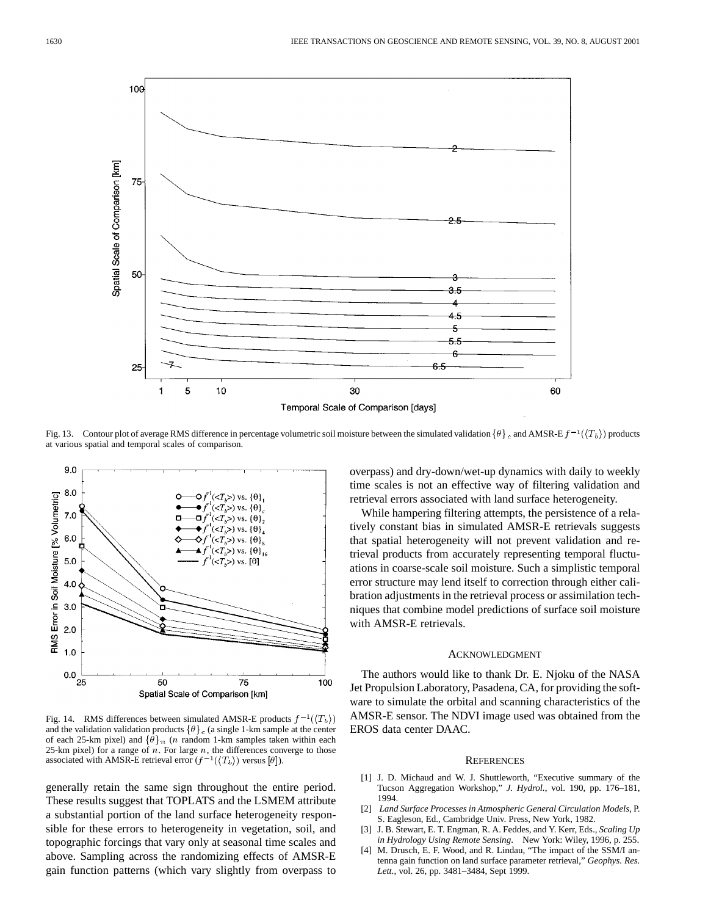Fig. 13. Contour plot of average RMS difference in percentage volumetric soil moisture between the simulated validation $\{\theta\}_c$ and AMSR-E $f^{-1}(\langle T_b \rangle)$ products at various spatial and temporal scales of comparison.

Fig. 14. RMS differences between simulated AMSR-E products $f^{-1}(\langle T_b \rangle)$ and the validation validation products $\{\theta\}_c$ (a single 1-km sample at the center of each 25-km pixel) and $\{\theta\}_n$ ($n$ random 1-km samples taken within each 25-km pixel) for a range of $n$. For large $n$, the differences converge to those associated with AMSR-E retrieval error ($f^{-1}(\langle T_b \rangle)$ versus $[\theta]$).

generally retain the same sign throughout the entire period. These results suggest that TOPLATS and the LSMEM attribute a substantial portion of the land surface heterogeneity responsible for these errors to heterogeneity in vegetation, soil, and topographic forcings that vary only at seasonal time scales and above. Sampling across the randomizing effects of AMSR-E gain function patterns (which vary slightly from overpass to overpass) and dry-down/wet-up dynamics with daily to weekly time scales is not an effective way of filtering validation and retrieval errors associated with land surface heterogeneity.

While hampering filtering attempts, the persistence of a relatively constant bias in simulated AMSR-E retrievals suggests that spatial heterogeneity will not prevent validation and retrieval products from accurately representing temporal fluctuations in coarse-scale soil moisture. Such a simplistic temporal error structure may lend itself to correction through either calibration adjustments in the retrieval process or assimilation techniques that combine model predictions of surface soil moisture with AMSR-E retrievals.

## Acknowledgment

The authors would like to thank Dr. E. Njoku of the NASA Jet Propulsion Laboratory, Pasadena, CA, for providing the software to simulate the orbital and scanning characteristics of the AMSR-E sensor. The NDVI image used was obtained from the EROS data center DAAC.

## References

[1] J. D. Michaud and W. J. Shuttleworth, "Executive summary of the Tucson Aggregation Workshop," *J. Hydrol.*, vol. 190, pp. 176–181, 1994.

[2] *Land Surface Processes in Atmospheric General Circulation Models*, P. S. Eagleson, Ed., Cambridge Univ. Press, New York, 1982.

[3] J. B. Stewart, E. T. Engman, R. A. Feddes, and Y. Kerr, Eds., *Scaling Up in Hydrology Using Remote Sensing*. New York: Wiley, 1996, p. 255.

[4] M. Drusch, E. F. Wood, and R. Lindau, "The impact of the SSM/I antenna gain function on land surface parameter retrieval," *Geophys. Res. Lett.*, vol. 26, pp. 3481–3484, Sept 1999.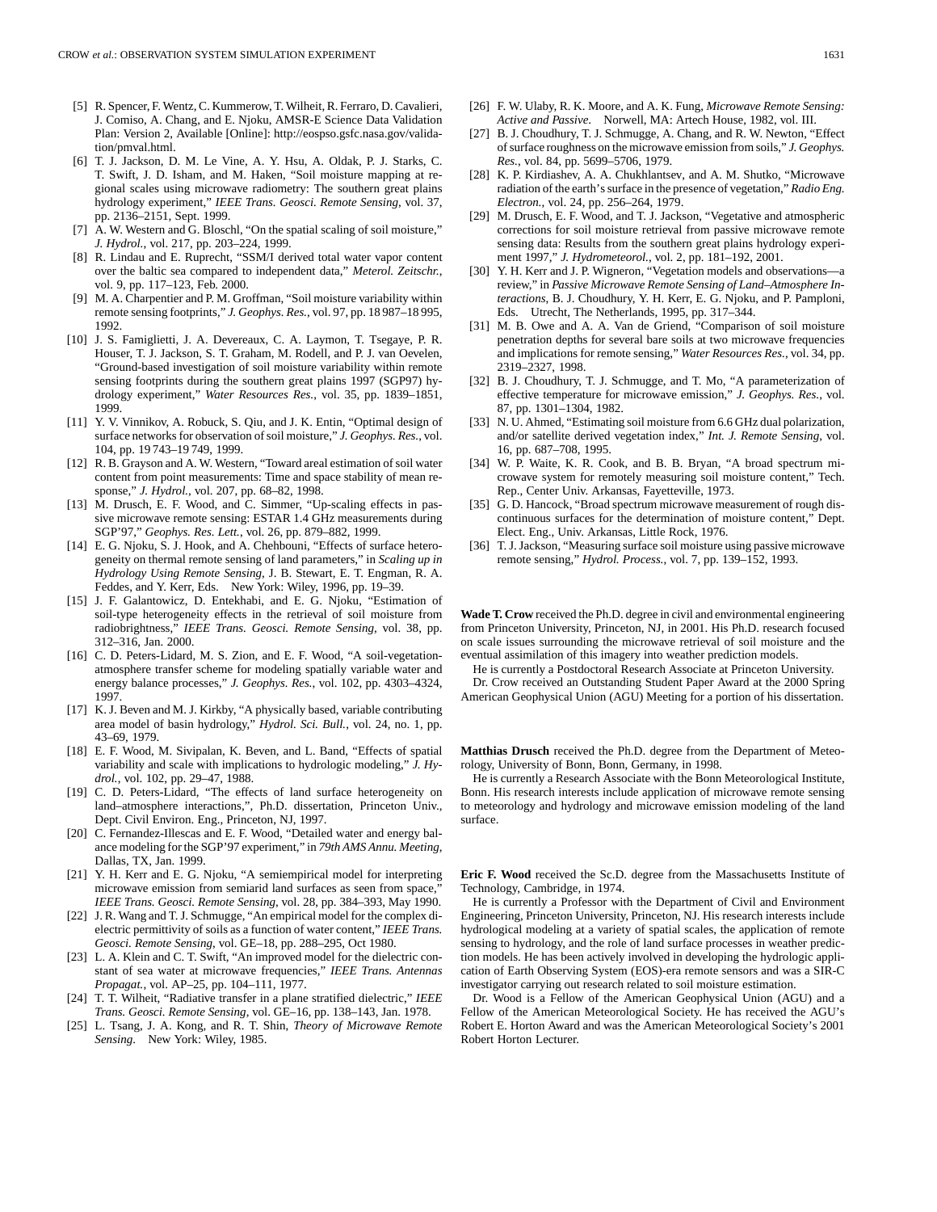[5] R. Spencer, F. Wentz, C. Kummerow, T. Wilheit, R. Ferraro, D. Cavalieri, J. Comiso, A. Chang, and E. Njoku, AMSR-E Science Data Validation Plan: Version 2, Available [Online]: http://eospso.gsfc.nasa.gov/validation/pmval.html.

[6] T. J. Jackson, D. M. Le Vine, A. Y. Hsu, A. Oldak, P. J. Starks, C. T. Swift, J. D. Isham, and M. Haken, "Soil moisture mapping at regional scales using microwave radiometry: The southern great plains hydrology experiment," *IEEE Trans. Geosci. Remote Sensing*, vol. 37, pp. 2136–2151, Sept. 1999.

[7] A. W. Western and G. Bloschl, "On the spatial scaling of soil moisture," *J. Hydrol.*, vol. 217, pp. 203–224, 1999.

[8] R. Lindau and E. Ruprecht, "SSM/I derived total water vapor content over the baltic sea compared to independent data," *Meterol. Zeitschr.*, vol. 9, pp. 117–123, Feb. 2000.

[9] M. A. Charpentier and P. M. Groffman, "Soil moisture variability within remote sensing footprints," *J. Geophys. Res.*, vol. 97, pp. 18 987–18 995, 1992.

[10] J. S. Famiglietti, J. A. Devereaux, C. A. Laymon, T. Tsegaye, P. R. Houser, T. J. Jackson, S. T. Graham, M. Rodell, and P. J. van Oevelen, "Ground-based investigation of soil moisture variability within remote sensing footprints during the southern great plains 1997 (SGP97) hydrology experiment," *Water Resources Res.*, vol. 35, pp. 1839–1851, 1999.

[11] Y. V. Vinnikov, A. Robuck, S. Qiu, and J. K. Entin, "Optimal design of surface networks for observation of soil moisture," *J. Geophys. Res.*, vol. 104, pp. 19 743–19 749, 1999.

[12] R. B. Grayson and A. W. Western, "Toward areal estimation of soil water content from point measurements: Time and space stability of mean response," *J. Hydrol.*, vol. 207, pp. 68–82, 1998.

[13] M. Drusch, E. F. Wood, and C. Simmer, "Up-scaling effects in passive microwave remote sensing: ESTAR 1.4 GHz measurements during SGP'97," *Geophys. Res. Lett.*, vol. 26, pp. 879–882, 1999.

[14] E. G. Njoku, S. J. Hook, and A. Chehbouni, "Effects of surface heterogeneity on thermal remote sensing of land parameters," in *Scaling up in Hydrology Using Remote Sensing*, J. B. Stewart, E. T. Engman, R. A. Feddes, and Y. Kerr, Eds. New York: Wiley, 1996, pp. 19–39.

[15] J. F. Galantowicz, D. Entekhabi, and E. G. Njoku, "Estimation of soil-type heterogeneity effects in the retrieval of soil moisture from radiobrightness," *IEEE Trans. Geosci. Remote Sensing*, vol. 38, pp. 312–316, Jan. 2000.

[16] C. D. Peters-Lidard, M. S. Zion, and E. F. Wood, "A soil-vegetation-atmosphere transfer scheme for modeling spatially variable water and energy balance processes," *J. Geophys. Res.*, vol. 102, pp. 4303–4324, 1997.

[17] K. J. Beven and M. J. Kirkby, "A physically based, variable contributing area model of basin hydrology," *Hydrol. Sci. Bull.*, vol. 24, no. 1, pp. 43–69, 1979.

[18] E. F. Wood, M. Sivipalan, K. Beven, and L. Band, "Effects of spatial variability and scale with implications to hydrologic modeling," *J. Hydrol.*, vol. 102, pp. 29–47, 1988.

[19] C. D. Peters-Lidard, "The effects of land surface heterogeneity on land–atmosphere interactions,", Ph.D. dissertation, Princeton Univ., Dept. Civil Environ. Eng., Princeton, NJ, 1997.

[20] C. Fernandez-Illescas and E. F. Wood, "Detailed water and energy balance modeling for the SGP'97 experiment," in *79th AMS Annu. Meeting*, Dallas, TX, Jan. 1999.

[21] Y. H. Kerr and E. G. Njoku, "A semiempirical model for interpreting microwave emission from semiarid land surfaces as seen from space," *IEEE Trans. Geosci. Remote Sensing*, vol. 28, pp. 384–393, May 1990.

[22] J. R. Wang and T. J. Schmugge, "An empirical model for the complex dielectric permittivity of soils as a function of water content," *IEEE Trans. Geosci. Remote Sensing*, vol. GE–18, pp. 288–295, Oct 1980.

[23] L. A. Klein and C. T. Swift, "An improved model for the dielectric constant of sea water at microwave frequencies," *IEEE Trans. Antennas Propagat.*, vol. AP–25, pp. 104–111, 1977.

[24] T. T. Wilheit, "Radiative transfer in a plane stratified dielectric," *IEEE Trans. Geosci. Remote Sensing*, vol. GE–16, pp. 138–143, Jan. 1978.

[25] L. Tsang, J. A. Kong, and R. T. Shin, *Theory of Microwave Remote Sensing*. New York: Wiley, 1985.

[26] F. W. Ulaby, R. K. Moore, and A. K. Fung, *Microwave Remote Sensing: Active and Passive*. Norwell, MA: Artech House, 1982, vol. III.

[27] B. J. Choudhury, T. J. Schmugge, A. Chang, and R. W. Newton, "Effect of surface roughness on the microwave emission from soils," *J. Geophys. Res.*, vol. 84, pp. 5699–5706, 1979.

[28] K. P. Kirdiashev, A. A. Chukhlantsev, and A. M. Shutko, "Microwave radiation of the earth's surface in the presence of vegetation," *Radio Eng. Electron.*, vol. 24, pp. 256–264, 1979.

[29] M. Drusch, E. F. Wood, and T. J. Jackson, "Vegetative and atmospheric corrections for soil moisture retrieval from passive microwave remote sensing data: Results from the southern great plains hydrology experiment 1997," *J. Hydrometeorol.*, vol. 2, pp. 181–192, 2001.

[30] Y. H. Kerr and J. P. Wigneron, "Vegetation models and observations—a review," in *Passive Microwave Remote Sensing of Land–Atmosphere Interactions*, B. J. Choudhury, Y. H. Kerr, E. G. Njoku, and P. Pamploni, Eds. Utrecht, The Netherlands, 1995, pp. 317–344.

[31] M. B. Owe and A. A. Van de Griend, "Comparison of soil moisture penetration depths for several bare soils at two microwave frequencies and implications for remote sensing," *Water Resources Res.*, vol. 34, pp. 2319–2327, 1998.

[32] B. J. Choudhury, T. J. Schmugge, and T. Mo, "A parameterization of effective temperature for microwave emission," *J. Geophys. Res.*, vol. 87, pp. 1301–1304, 1982.

[33] N. U. Ahmed, "Estimating soil moisture from 6.6 GHz dual polarization, and/or satellite derived vegetation index," *Int. J. Remote Sensing*, vol. 16, pp. 687–708, 1995.

[34] W. P. Waite, K. R. Cook, and B. B. Bryan, "A broad spectrum microwave system for remotely measuring soil moisture content," Tech. Rep., Center Univ. Arkansas, Fayetteville, 1973.

[35] G. D. Hancock, "Broad spectrum microwave measurement of rough discontinuous surfaces for the determination of moisture content," Dept. Elect. Eng., Univ. Arkansas, Little Rock, 1976.

[36] T. J. Jackson, "Measuring surface soil moisture using passive microwave remote sensing," *Hydrol. Process.*, vol. 7, pp. 139–152, 1993.

**Wade T. Crow** received the Ph.D. degree in civil and environmental engineering from Princeton University, Princeton, NJ, in 2001. His Ph.D. research focused on scale issues surrounding the microwave retrieval of soil moisture and the eventual assimilation of this imagery into weather prediction models.

He is currently a Postdoctoral Research Associate at Princeton University.

Dr. Crow received an Outstanding Student Paper Award at the 2000 Spring American Geophysical Union (AGU) Meeting for a portion of his dissertation.

**Matthias Drusch** received the Ph.D. degree from the Department of Meteorology, University of Bonn, Bonn, Germany, in 1998.

He is currently a Research Associate with the Bonn Meteorological Institute, Bonn. His research interests include application of microwave remote sensing to meteorology and hydrology and microwave emission modeling of the land surface.

**Eric F. Wood** received the Sc.D. degree from the Massachusetts Institute of Technology, Cambridge, in 1974.

He is currently a Professor with the Department of Civil and Environment Engineering, Princeton University, Princeton, NJ. His research interests include hydrological modeling at a variety of spatial scales, the application of remote sensing to hydrology, and the role of land surface processes in weather prediction models. He has been actively involved in developing the hydrologic application of Earth Observing System (EOS)-era remote sensors and was a SIR-C investigator carrying out research related to soil moisture estimation.

Dr. Wood is a Fellow of the American Geophysical Union (AGU) and a Fellow of the American Meteorological Society. He has received the AGU's Robert E. Horton Award and was the American Meteorological Society's 2001 Robert Horton Lecturer.